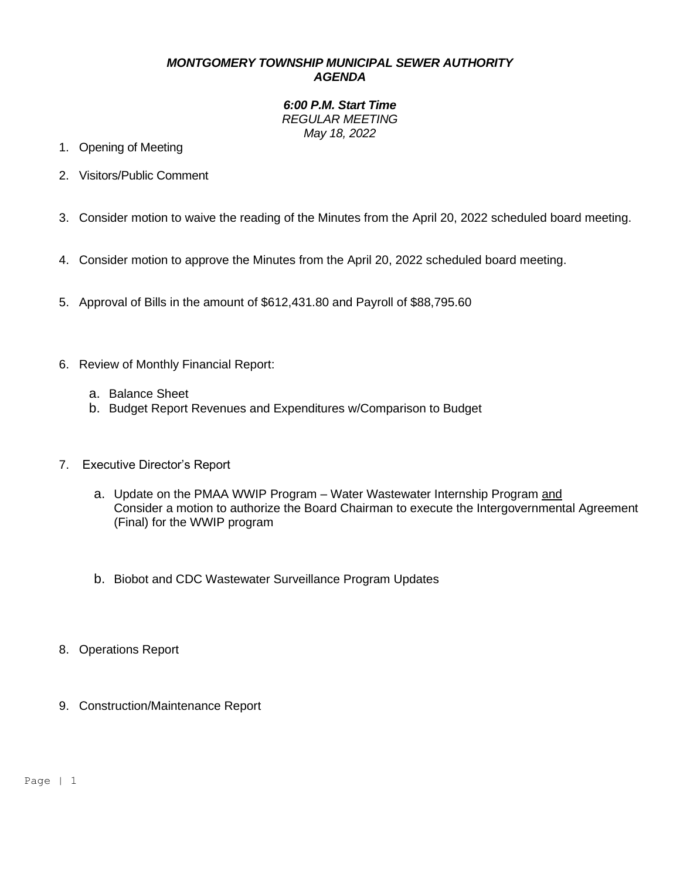***MONTGOMERY TOWNSHIP MUNICIPAL SEWER AUTHORITY***
***AGENDA***

***6:00 P.M. Start Time***
*REGULAR MEETING*
*May 18, 2022*

1. Opening of Meeting
2. Visitors/Public Comment
3. Consider motion to waive the reading of the Minutes from the April 20, 2022 scheduled board meeting.
4. Consider motion to approve the Minutes from the April 20, 2022 scheduled board meeting.
5. Approval of Bills in the amount of $612,431.80 and Payroll of $88,795.60
6. Review of Monthly Financial Report:
   a. Balance Sheet
   b. Budget Report Revenues and Expenditures w/Comparison to Budget
7. Executive Director's Report
   a. Update on the PMAA WWIP Program – Water Wastewater Internship Program <u>and</u> Consider a motion to authorize the Board Chairman to execute the Intergovernmental Agreement (Final) for the WWIP program
   b. Biobot and CDC Wastewater Surveillance Program Updates
8. Operations Report
9. Construction/Maintenance Report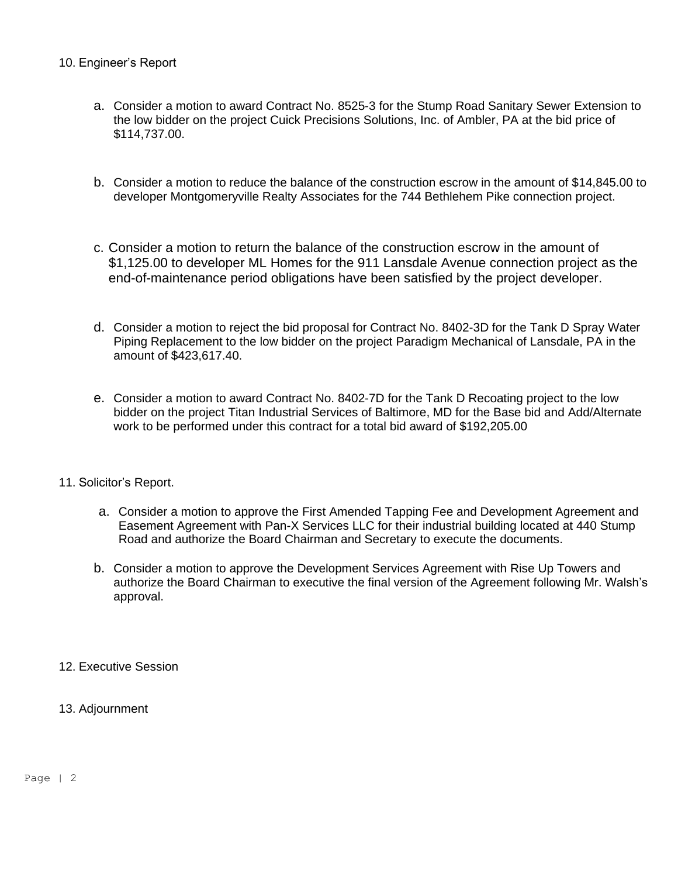10. Engineer's Report

   a. Consider a motion to award Contract No. 8525-3 for the Stump Road Sanitary Sewer Extension to the low bidder on the project Cuick Precisions Solutions, Inc. of Ambler, PA at the bid price of $114,737.00.

   b. Consider a motion to reduce the balance of the construction escrow in the amount of $14,845.00 to developer Montgomeryville Realty Associates for the 744 Bethlehem Pike connection project.

   c. Consider a motion to return the balance of the construction escrow in the amount of $1,125.00 to developer ML Homes for the 911 Lansdale Avenue connection project as the end-of-maintenance period obligations have been satisfied by the project developer.

   d. Consider a motion to reject the bid proposal for Contract No. 8402-3D for the Tank D Spray Water Piping Replacement to the low bidder on the project Paradigm Mechanical of Lansdale, PA in the amount of $423,617.40.

   e. Consider a motion to award Contract No. 8402-7D for the Tank D Recoating project to the low bidder on the project Titan Industrial Services of Baltimore, MD for the Base bid and Add/Alternate work to be performed under this contract for a total bid award of $192,205.00

11. Solicitor's Report.

   a. Consider a motion to approve the First Amended Tapping Fee and Development Agreement and Easement Agreement with Pan-X Services LLC for their industrial building located at 440 Stump Road and authorize the Board Chairman and Secretary to execute the documents.

   b. Consider a motion to approve the Development Services Agreement with Rise Up Towers and authorize the Board Chairman to executive the final version of the Agreement following Mr. Walsh's approval.

12. Executive Session

13. Adjournment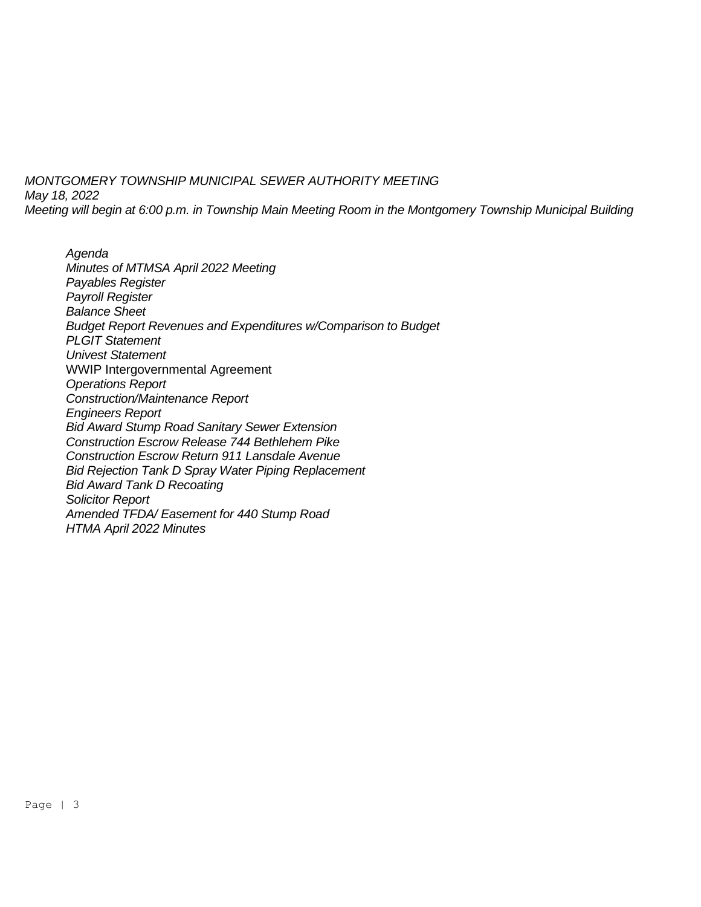*MONTGOMERY TOWNSHIP MUNICIPAL SEWER AUTHORITY MEETING*
*May 18, 2022*
*Meeting will begin at 6:00 p.m. in Township Main Meeting Room in the Montgomery Township Municipal Building*

- *Agenda*
- *Minutes of MTMSA April 2022 Meeting*
- *Payables Register*
- *Payroll Register*
- *Balance Sheet*
- *Budget Report Revenues and Expenditures w/Comparison to Budget*
- *PLGIT Statement*
- *Univest Statement*
- WWIP Intergovernmental Agreement
- *Operations Report*
- *Construction/Maintenance Report*
- *Engineers Report*
- *Bid Award Stump Road Sanitary Sewer Extension*
- *Construction Escrow Release 744 Bethlehem Pike*
- *Construction Escrow Return 911 Lansdale Avenue*
- *Bid Rejection Tank D Spray Water Piping Replacement*
- *Bid Award Tank D Recoating*
- *Solicitor Report*
- *Amended TFDA/ Easement for 440 Stump Road*
- *HTMA April 2022 Minutes*